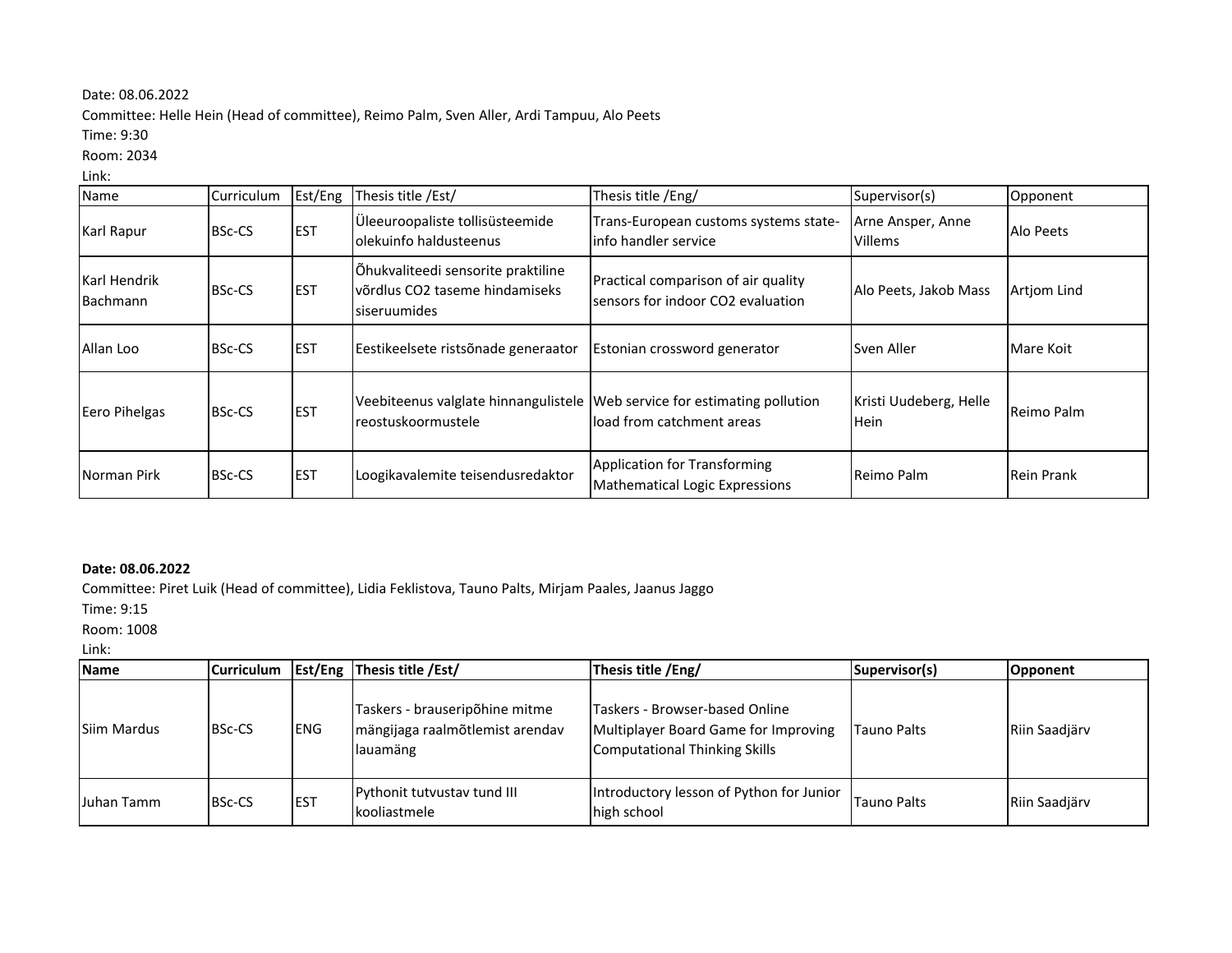Date: 08.06.2022

Committee: Helle Hein (Head of committee), Reimo Palm, Sven Aller, Ardi Tampuu, Alo Peets

Time: 9:30

Room: 2034

Link:

| Name | Curriculum | Est/Eng | Thesis title /Est/ | Thesis title /Eng/ | Supervisor(s) | Opponent |
|---|---|---|---|---|---|---|
| Karl Rapur | BSc-CS | EST | Üleeuroopaliste tollisüsteemide olekuinfo haldusteenus | Trans-European customs systems state-info handler service | Arne Ansper, Anne Villems | Alo Peets |
| Karl Hendrik Bachmann | BSc-CS | EST | Õhukvaliteedi sensorite praktiline võrdlus CO2 taseme hindamiseks siseruumides | Practical comparison of air quality sensors for indoor CO2 evaluation | Alo Peets, Jakob Mass | Artjom Lind |
| Allan Loo | BSc-CS | EST | Eestikeelsete ristsõnade generaator | Estonian crossword generator | Sven Aller | Mare Koit |
| Eero Pihelgas | BSc-CS | EST | Veebiteenus valglate hinnangulistele reostuskoormustele | Web service for estimating pollution load from catchment areas | Kristi Uudeberg, Helle Hein | Reimo Palm |
| Norman Pirk | BSc-CS | EST | Loogikavalemite teisendusredaktor | Application for Transforming Mathematical Logic Expressions | Reimo Palm | Rein Prank |

**Date: 08.06.2022**

Committee: Piret Luik (Head of committee), Lidia Feklistova, Tauno Palts, Mirjam Paales, Jaanus Jaggo

Time: 9:15

Room: 1008

Link:

| **Name** | **Curriculum** | **Est/Eng** | **Thesis title /Est/** | **Thesis title /Eng/** | **Supervisor(s)** | **Opponent** |
|---|---|---|---|---|---|---|
| Siim Mardus | BSc-CS | ENG | Taskers - brauseripõhine mitme mängijaga raalmõtlemist arendav lauamäng | Taskers - Browser-based Online Multiplayer Board Game for Improving Computational Thinking Skills | Tauno Palts | Riin Saadjärv |
| Juhan Tamm | BSc-CS | EST | Pythonit tutvustav tund III kooliastmele | Introductory lesson of Python for Junior high school | Tauno Palts | Riin Saadjärv |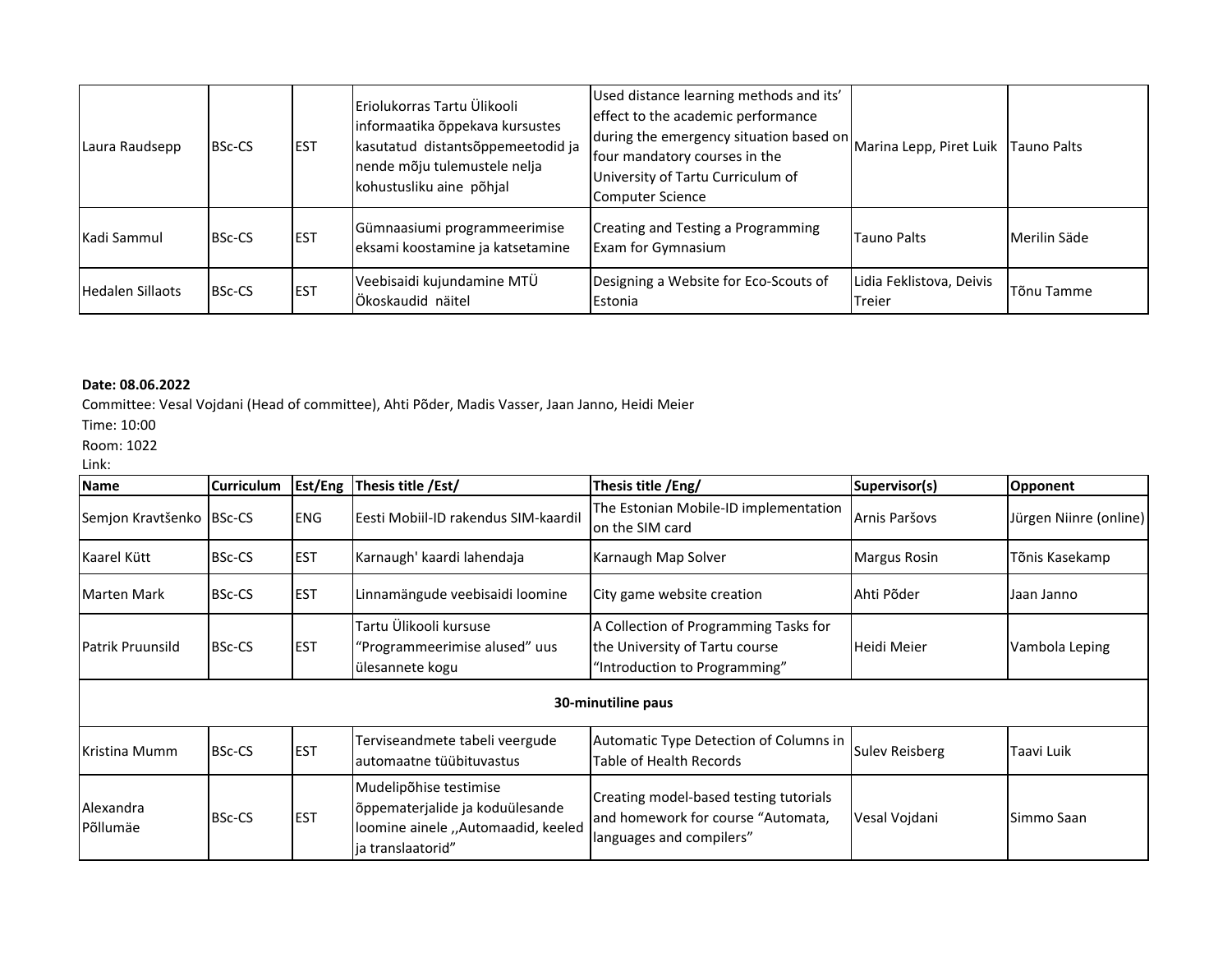| Laura Raudsepp | BSc-CS | EST | Eriolukorras Tartu Ülikooli informaatika õppekava kursustes kasutatud distantsõppemeetodid ja nende mõju tulemustele nelja kohustusliku aine põhjal | Used distance learning methods and its' effect to the academic performance during the emergency situation based on four mandatory courses in the University of Tartu Curriculum of Computer Science | Marina Lepp, Piret Luik | Tauno Palts |
|---|---|---|---|---|---|---|
| Kadi Sammul | BSc-CS | EST | Gümnaasiumi programmeerimise eksami koostamine ja katsetamine | Creating and Testing a Programming Exam for Gymnasium | Tauno Palts | Merilin Säde |
| Hedalen Sillaots | BSc-CS | EST | Veebisaidi kujundamine MTÜ Ökoskaudid näitel | Designing a Website for Eco-Scouts of Estonia | Lidia Feklistova, Deivis Treier | Tõnu Tamme |

**Date: 08.06.2022**

Committee: Vesal Vojdani (Head of committee), Ahti Põder, Madis Vasser, Jaan Janno, Heidi Meier

Time: 10:00

Room: 1022

Link:

| Name | Curriculum | Est/Eng | Thesis title /Est/ | Thesis title /Eng/ | Supervisor(s) | Opponent |
|---|---|---|---|---|---|---|
| Semjon Kravtšenko | BSc-CS | ENG | Eesti Mobiil-ID rakendus SIM-kaardil | The Estonian Mobile-ID implementation on the SIM card | Arnis Paršovs | Jürgen Niinre (online) |
| Kaarel Kütt | BSc-CS | EST | Karnaugh' kaardi lahendaja | Karnaugh Map Solver | Margus Rosin | Tõnis Kasekamp |
| Marten Mark | BSc-CS | EST | Linnamängude veebisaidi loomine | City game website creation | Ahti Põder | Jaan Janno |
| Patrik Pruunsild | BSc-CS | EST | Tartu Ülikooli kursuse "Programmeerimise alused" uus ülesannete kogu | A Collection of Programming Tasks for the University of Tartu course "Introduction to Programming" | Heidi Meier | Vambola Leping |
| **30-minutiline paus** | | | | | | |
| Kristina Mumm | BSc-CS | EST | Terviseandmete tabeli veergude automaatne tüübituvastus | Automatic Type Detection of Columns in Table of Health Records | Sulev Reisberg | Taavi Luik |
| Alexandra Põllumäe | BSc-CS | EST | Mudelipõhise testimise õppematerjalide ja koduülesande loomine ainele ,,Automaadid, keeled ja translaatorid" | Creating model-based testing tutorials and homework for course "Automata, languages and compilers" | Vesal Vojdani | Simmo Saan |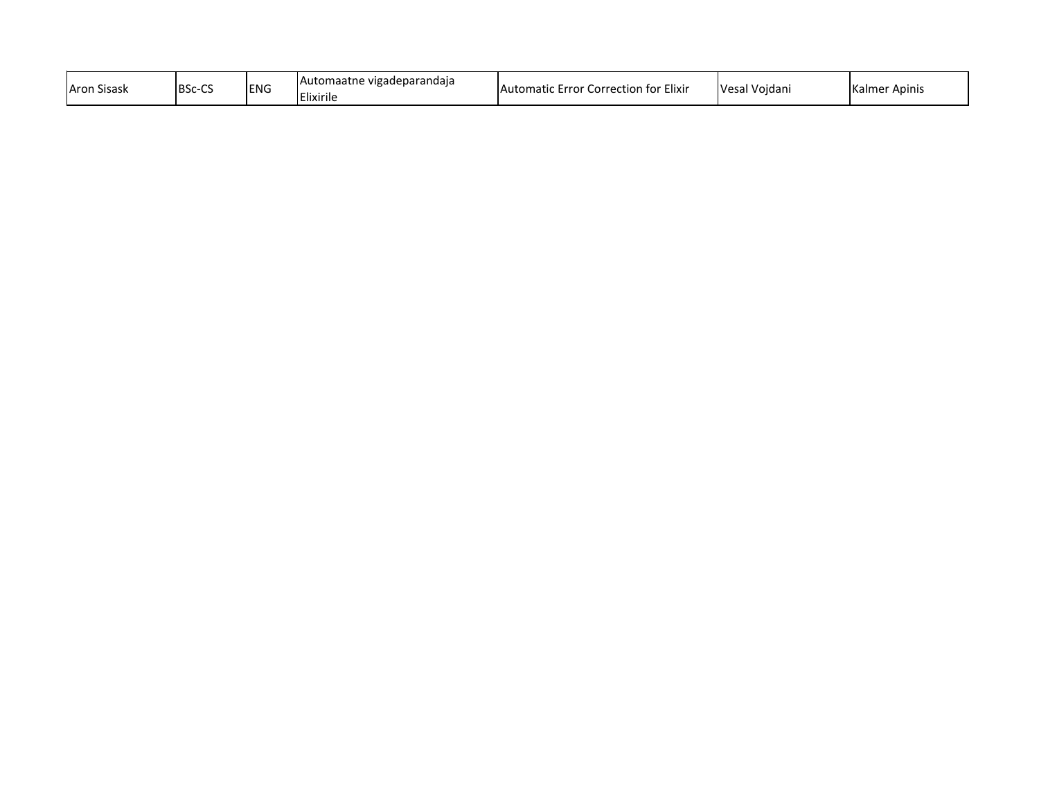| | | | | | | |
|---|---|---|---|---|---|---|
| Aron Sisask | BSc-CS | ENG | Automaatne vigadeparandaja Elixirile | Automatic Error Correction for Elixir | Vesal Vojdani | Kalmer Apinis |